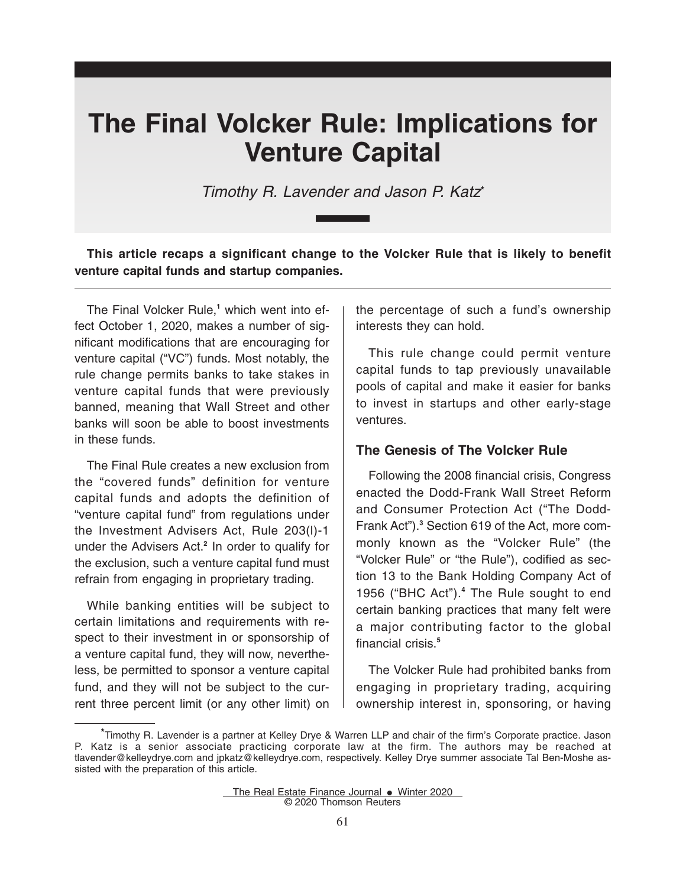# The Final Volcker Rule: Implications for Venture Capital

*Timothy R. Lavender and Jason P. Katz**

**This article recaps a significant change to the Volcker Rule that is likely to benefit venture capital funds and startup companies.**

The Final Volcker Rule,[1] which went into effect October 1, 2020, makes a number of significant modifications that are encouraging for venture capital ("VC") funds. Most notably, the rule change permits banks to take stakes in venture capital funds that were previously banned, meaning that Wall Street and other banks will soon be able to boost investments in these funds.

The Final Rule creates a new exclusion from the "covered funds" definition for venture capital funds and adopts the definition of "venture capital fund" from regulations under the Investment Advisers Act, Rule 203(l)-1 under the Advisers Act.[2] In order to qualify for the exclusion, such a venture capital fund must refrain from engaging in proprietary trading.

While banking entities will be subject to certain limitations and requirements with respect to their investment in or sponsorship of a venture capital fund, they will now, nevertheless, be permitted to sponsor a venture capital fund, and they will not be subject to the current three percent limit (or any other limit) on the percentage of such a fund's ownership interests they can hold.

This rule change could permit venture capital funds to tap previously unavailable pools of capital and make it easier for banks to invest in startups and other early-stage ventures.

## The Genesis of The Volcker Rule

Following the 2008 financial crisis, Congress enacted the Dodd-Frank Wall Street Reform and Consumer Protection Act ("The Dodd-Frank Act").[3] Section 619 of the Act, more commonly known as the "Volcker Rule" (the "Volcker Rule" or "the Rule"), codified as section 13 to the Bank Holding Company Act of 1956 ("BHC Act").[4] The Rule sought to end certain banking practices that many felt were a major contributing factor to the global financial crisis.[5]

The Volcker Rule had prohibited banks from engaging in proprietary trading, acquiring ownership interest in, sponsoring, or having

---

*Timothy R. Lavender is a partner at Kelley Drye & Warren LLP and chair of the firm's Corporate practice. Jason P. Katz is a senior associate practicing corporate law at the firm. The authors may be reached at tlavender@kelleydrye.com and jpkatz@kelleydrye.com, respectively. Kelley Drye summer associate Tal Ben-Moshe assisted with the preparation of this article.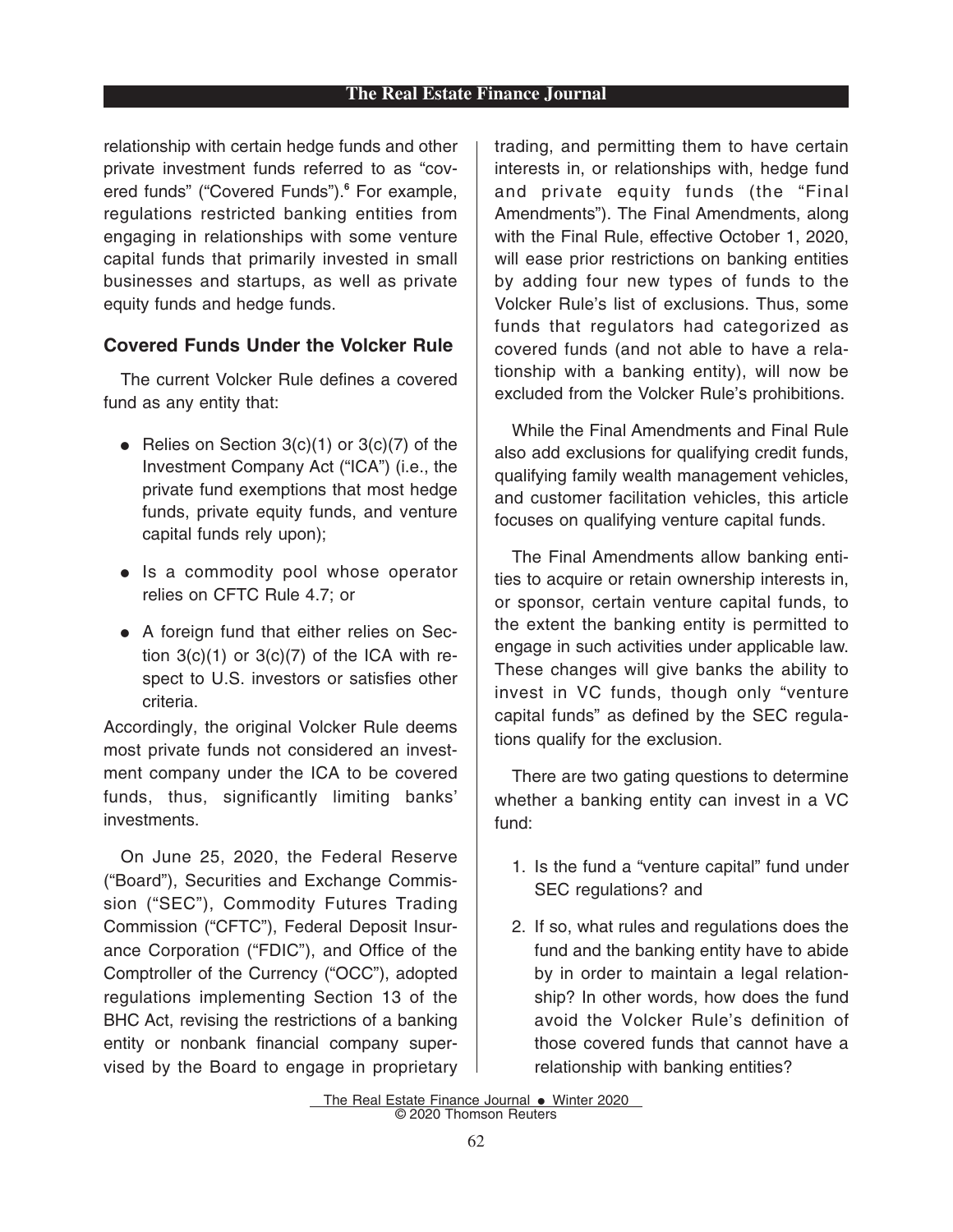relationship with certain hedge funds and other private investment funds referred to as "covered funds" ("Covered Funds").[6] For example, regulations restricted banking entities from engaging in relationships with some venture capital funds that primarily invested in small businesses and startups, as well as private equity funds and hedge funds.

### Covered Funds Under the Volcker Rule

The current Volcker Rule defines a covered fund as any entity that:

- Relies on Section 3(c)(1) or 3(c)(7) of the Investment Company Act ("ICA") (i.e., the private fund exemptions that most hedge funds, private equity funds, and venture capital funds rely upon);
- Is a commodity pool whose operator relies on CFTC Rule 4.7; or
- A foreign fund that either relies on Section 3(c)(1) or 3(c)(7) of the ICA with respect to U.S. investors or satisfies other criteria.

Accordingly, the original Volcker Rule deems most private funds not considered an investment company under the ICA to be covered funds, thus, significantly limiting banks' investments.

On June 25, 2020, the Federal Reserve ("Board"), Securities and Exchange Commission ("SEC"), Commodity Futures Trading Commission ("CFTC"), Federal Deposit Insurance Corporation ("FDIC"), and Office of the Comptroller of the Currency ("OCC"), adopted regulations implementing Section 13 of the BHC Act, revising the restrictions of a banking entity or nonbank financial company supervised by the Board to engage in proprietary trading, and permitting them to have certain interests in, or relationships with, hedge fund and private equity funds (the "Final Amendments"). The Final Amendments, along with the Final Rule, effective October 1, 2020, will ease prior restrictions on banking entities by adding four new types of funds to the Volcker Rule's list of exclusions. Thus, some funds that regulators had categorized as covered funds (and not able to have a relationship with a banking entity), will now be excluded from the Volcker Rule's prohibitions.

While the Final Amendments and Final Rule also add exclusions for qualifying credit funds, qualifying family wealth management vehicles, and customer facilitation vehicles, this article focuses on qualifying venture capital funds.

The Final Amendments allow banking entities to acquire or retain ownership interests in, or sponsor, certain venture capital funds, to the extent the banking entity is permitted to engage in such activities under applicable law. These changes will give banks the ability to invest in VC funds, though only "venture capital funds" as defined by the SEC regulations qualify for the exclusion.

There are two gating questions to determine whether a banking entity can invest in a VC fund:

1. Is the fund a "venture capital" fund under SEC regulations? and
2. If so, what rules and regulations does the fund and the banking entity have to abide by in order to maintain a legal relationship? In other words, how does the fund avoid the Volcker Rule's definition of those covered funds that cannot have a relationship with banking entities?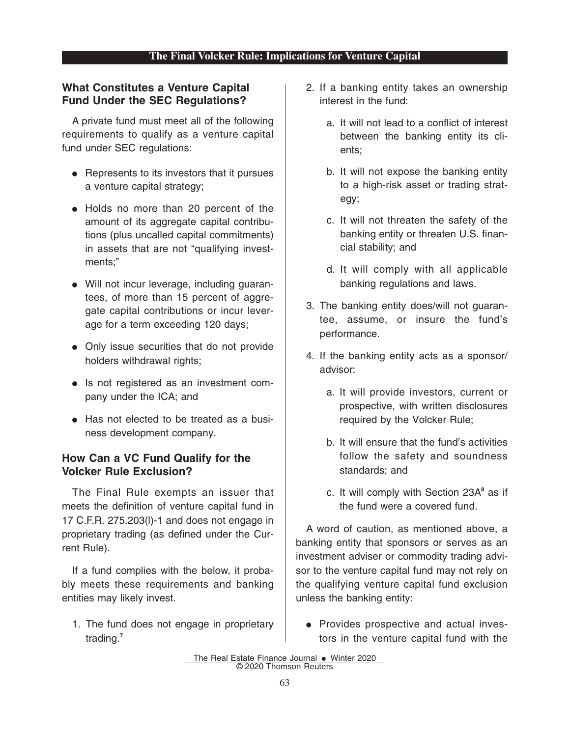## What Constitutes a Venture Capital Fund Under the SEC Regulations?

A private fund must meet all of the following requirements to qualify as a venture capital fund under SEC regulations:

- Represents to its investors that it pursues a venture capital strategy;
- Holds no more than 20 percent of the amount of its aggregate capital contributions (plus uncalled capital commitments) in assets that are not "qualifying investments;"
- Will not incur leverage, including guarantees, of more than 15 percent of aggregate capital contributions or incur leverage for a term exceeding 120 days;
- Only issue securities that do not provide holders withdrawal rights;
- Is not registered as an investment company under the ICA; and
- Has not elected to be treated as a business development company.

## How Can a VC Fund Qualify for the Volcker Rule Exclusion?

The Final Rule exempts an issuer that meets the definition of venture capital fund in 17 C.F.R. 275.203(l)-1 and does not engage in proprietary trading (as defined under the Current Rule).

If a fund complies with the below, it probably meets these requirements and banking entities may likely invest.

1. The fund does not engage in proprietary trading.[7]
2. If a banking entity takes an ownership interest in the fund:
   a. It will not lead to a conflict of interest between the banking entity its clients;
   b. It will not expose the banking entity to a high-risk asset or trading strategy;
   c. It will not threaten the safety of the banking entity or threaten U.S. financial stability; and
   d. It will comply with all applicable banking regulations and laws.
3. The banking entity does/will not guarantee, assume, or insure the fund's performance.
4. If the banking entity acts as a sponsor/advisor:
   a. It will provide investors, current or prospective, with written disclosures required by the Volcker Rule;
   b. It will ensure that the fund's activities follow the safety and soundness standards; and
   c. It will comply with Section 23A[8] as if the fund were a covered fund.

A word of caution, as mentioned above, a banking entity that sponsors or serves as an investment adviser or commodity trading advisor to the venture capital fund may not rely on the qualifying venture capital fund exclusion unless the banking entity:

- Provides prospective and actual investors in the venture capital fund with the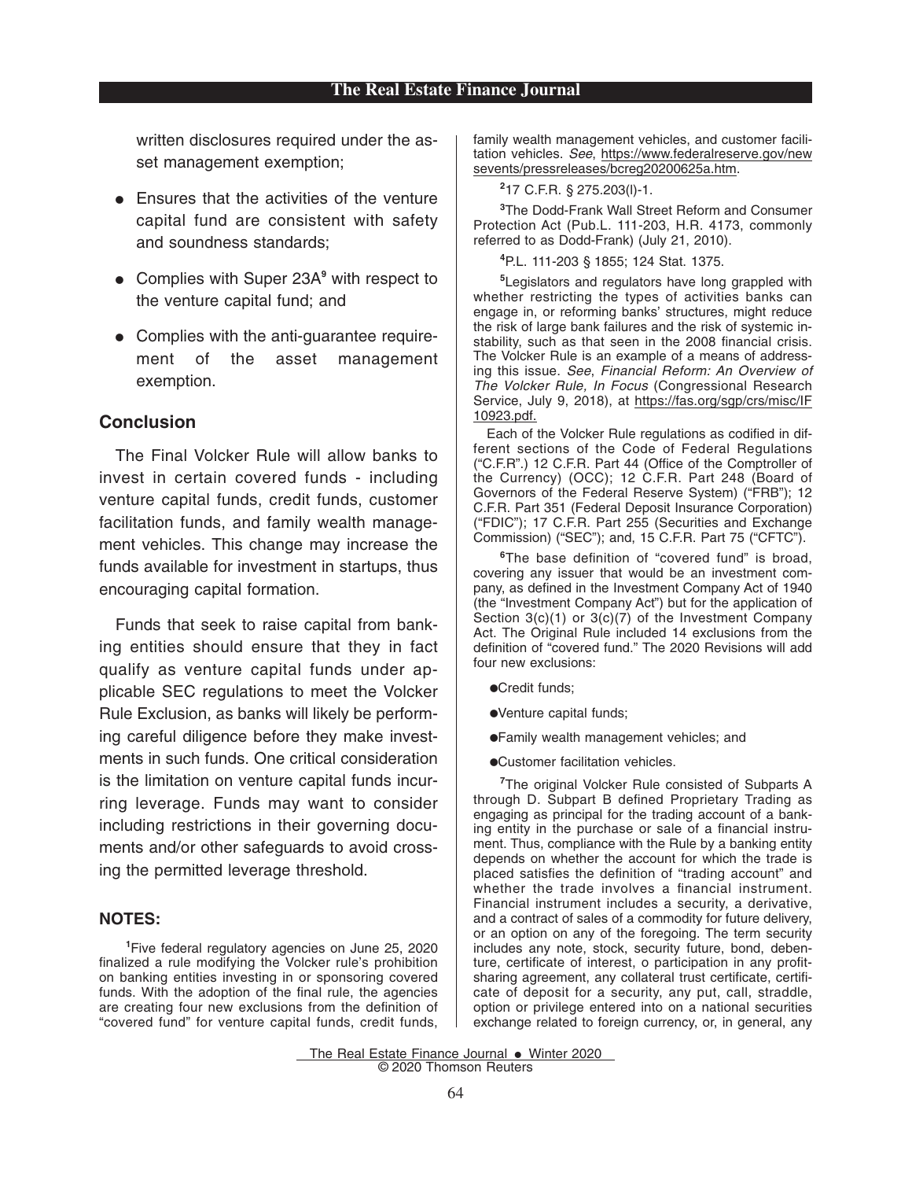written disclosures required under the asset management exemption;

- Ensures that the activities of the venture capital fund are consistent with safety and soundness standards;
- Complies with Super 23A[9] with respect to the venture capital fund; and
- Complies with the anti-guarantee requirement of the asset management exemption.

## Conclusion

The Final Volcker Rule will allow banks to invest in certain covered funds - including venture capital funds, credit funds, customer facilitation funds, and family wealth management vehicles. This change may increase the funds available for investment in startups, thus encouraging capital formation.

Funds that seek to raise capital from banking entities should ensure that they in fact qualify as venture capital funds under applicable SEC regulations to meet the Volcker Rule Exclusion, as banks will likely be performing careful diligence before they make investments in such funds. One critical consideration is the limitation on venture capital funds incurring leverage. Funds may want to consider including restrictions in their governing documents and/or other safeguards to avoid crossing the permitted leverage threshold.

### NOTES:

[1]Five federal regulatory agencies on June 25, 2020 finalized a rule modifying the Volcker rule's prohibition on banking entities investing in or sponsoring covered funds. With the adoption of the final rule, the agencies are creating four new exclusions from the definition of "covered fund" for venture capital funds, credit funds, family wealth management vehicles, and customer facilitation vehicles. *See*, https://www.federalreserve.gov/newsevents/pressreleases/bcreg20200625a.htm.

[2]17 C.F.R. § 275.203(l)-1.

[3]The Dodd-Frank Wall Street Reform and Consumer Protection Act (Pub.L. 111-203, H.R. 4173, commonly referred to as Dodd-Frank) (July 21, 2010).

[4]P.L. 111-203 § 1855; 124 Stat. 1375.

[5]Legislators and regulators have long grappled with whether restricting the types of activities banks can engage in, or reforming banks' structures, might reduce the risk of large bank failures and the risk of systemic instability, such as that seen in the 2008 financial crisis. The Volcker Rule is an example of a means of addressing this issue. *See*, *Financial Reform: An Overview of The Volcker Rule, In Focus* (Congressional Research Service, July 9, 2018), at https://fas.org/sgp/crs/misc/IF10923.pdf.

Each of the Volcker Rule regulations as codified in different sections of the Code of Federal Regulations ("C.F.R".) 12 C.F.R. Part 44 (Office of the Comptroller of the Currency) (OCC); 12 C.F.R. Part 248 (Board of Governors of the Federal Reserve System) ("FRB"); 12 C.F.R. Part 351 (Federal Deposit Insurance Corporation) ("FDIC"); 17 C.F.R. Part 255 (Securities and Exchange Commission) ("SEC"); and, 15 C.F.R. Part 75 ("CFTC").

[6]The base definition of "covered fund" is broad, covering any issuer that would be an investment company, as defined in the Investment Company Act of 1940 (the "Investment Company Act") but for the application of Section 3(c)(1) or 3(c)(7) of the Investment Company Act. The Original Rule included 14 exclusions from the definition of "covered fund." The 2020 Revisions will add four new exclusions:

- Credit funds;
- Venture capital funds;
- Family wealth management vehicles; and
- Customer facilitation vehicles.

[7]The original Volcker Rule consisted of Subparts A through D. Subpart B defined Proprietary Trading as engaging as principal for the trading account of a banking entity in the purchase or sale of a financial instrument. Thus, compliance with the Rule by a banking entity depends on whether the account for which the trade is placed satisfies the definition of "trading account" and whether the trade involves a financial instrument. Financial instrument includes a security, a derivative, and a contract of sales of a commodity for future delivery, or an option on any of the foregoing. The term security includes any note, stock, security future, bond, debenture, certificate of interest, o participation in any profit-sharing agreement, any collateral trust certificate, certificate of deposit for a security, any put, call, straddle, option or privilege entered into on a national securities exchange related to foreign currency, or, in general, any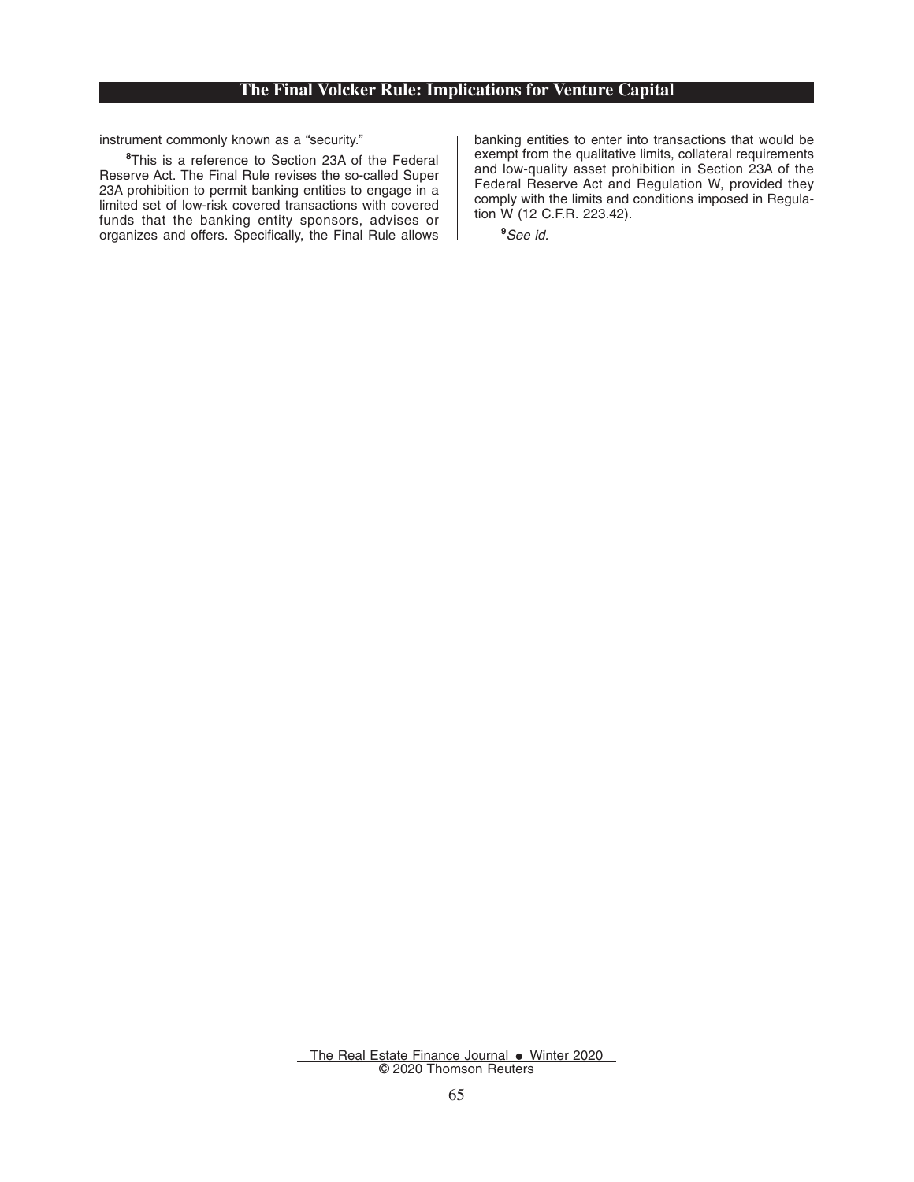instrument commonly known as a “security.”

[8]This is a reference to Section 23A of the Federal Reserve Act. The Final Rule revises the so-called Super 23A prohibition to permit banking entities to engage in a limited set of low-risk covered transactions with covered funds that the banking entity sponsors, advises or organizes and offers. Specifically, the Final Rule allows banking entities to enter into transactions that would be exempt from the qualitative limits, collateral requirements and low-quality asset prohibition in Section 23A of the Federal Reserve Act and Regulation W, provided they comply with the limits and conditions imposed in Regulation W (12 C.F.R. 223.42).

[9]*See id.*